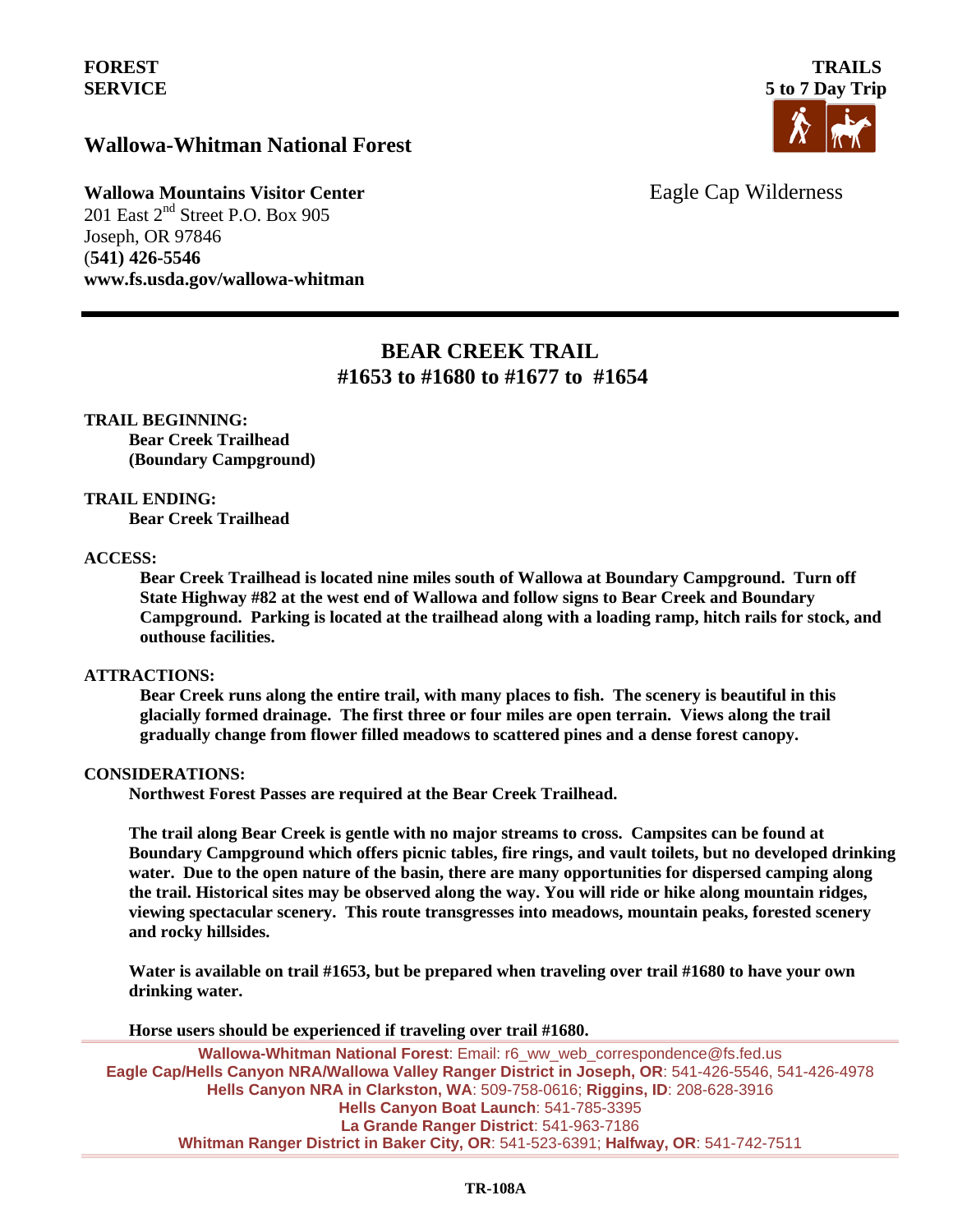**FOREST SERVICE**

**TRAILS**
**5 to 7 Day Trip**

## Wallowa-Whitman National Forest

**Wallowa Mountains Visitor Center**
201 East 2nd Street P.O. Box 905
Joseph, OR 97846
(**541) 426-5546**
**www.fs.usda.gov/wallowa-whitman**

Eagle Cap Wilderness

---

# BEAR CREEK TRAIL
## #1653 to #1680 to #1677 to #1654

**TRAIL BEGINNING:**
**Bear Creek Trailhead**
**(Boundary Campground)**

**TRAIL ENDING:**
**Bear Creek Trailhead**

**ACCESS:**
**Bear Creek Trailhead is located nine miles south of Wallowa at Boundary Campground. Turn off State Highway #82 at the west end of Wallowa and follow signs to Bear Creek and Boundary Campground. Parking is located at the trailhead along with a loading ramp, hitch rails for stock, and outhouse facilities.**

**ATTRACTIONS:**
**Bear Creek runs along the entire trail, with many places to fish. The scenery is beautiful in this glacially formed drainage. The first three or four miles are open terrain. Views along the trail gradually change from flower filled meadows to scattered pines and a dense forest canopy.**

**CONSIDERATIONS:**
**Northwest Forest Passes are required at the Bear Creek Trailhead.**

**The trail along Bear Creek is gentle with no major streams to cross. Campsites can be found at Boundary Campground which offers picnic tables, fire rings, and vault toilets, but no developed drinking water. Due to the open nature of the basin, there are many opportunities for dispersed camping along the trail. Historical sites may be observed along the way. You will ride or hike along mountain ridges, viewing spectacular scenery. This route transgresses into meadows, mountain peaks, forested scenery and rocky hillsides.**

**Water is available on trail #1653, but be prepared when traveling over trail #1680 to have your own drinking water.**

**Horse users should be experienced if traveling over trail #1680.**

---

**Wallowa-Whitman National Forest**: Email: r6_ww_web_correspondence@fs.fed.us
**Eagle Cap/Hells Canyon NRA/Wallowa Valley Ranger District in Joseph, OR**: 541-426-5546, 541-426-4978
**Hells Canyon NRA in Clarkston, WA**: 509-758-0616; **Riggins, ID**: 208-628-3916
**Hells Canyon Boat Launch**: 541-785-3395
**La Grande Ranger District**: 541-963-7186
**Whitman Ranger District in Baker City, OR**: 541-523-6391; **Halfway, OR**: 541-742-7511

**TR-108A**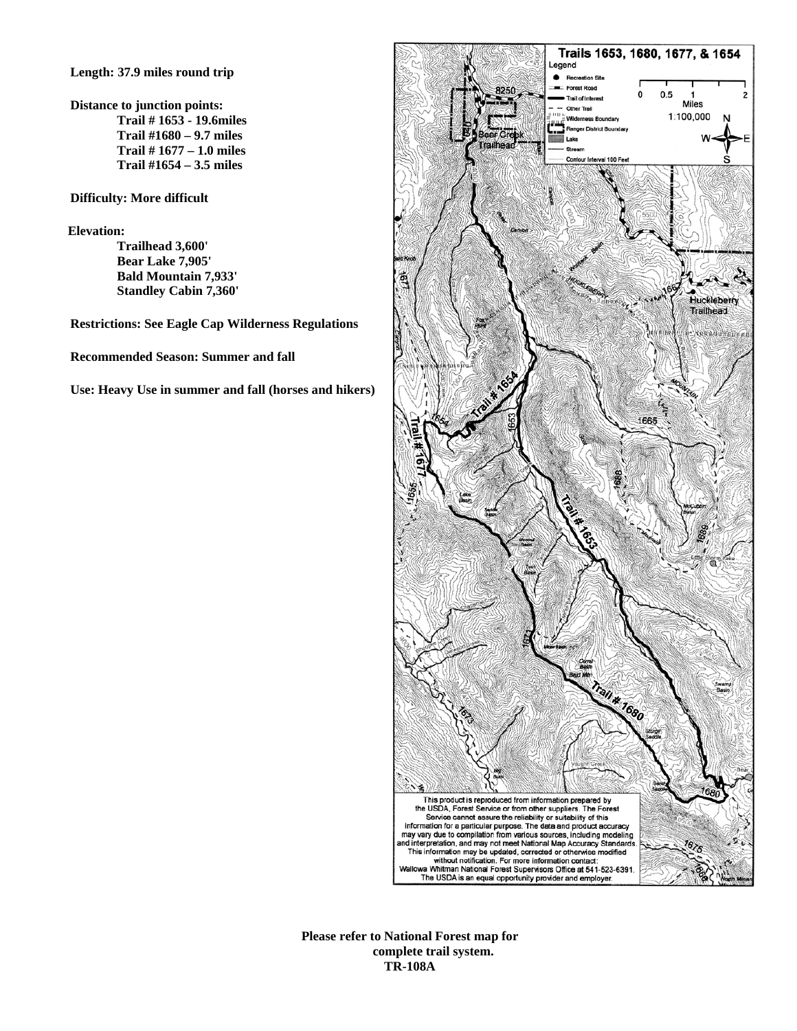**Length: 37.9 miles round trip**

**Distance to junction points:**

- **Trail # 1653 - 19.6miles**
- **Trail #1680 – 9.7 miles**
- **Trail # 1677 – 1.0 miles**
- **Trail #1654 – 3.5 miles**

**Difficulty: More difficult**

**Elevation:**

- **Trailhead 3,600'**
- **Bear Lake 7,905'**
- **Bald Mountain 7,933'**
- **Standley Cabin 7,360'**

**Restrictions: See Eagle Cap Wilderness Regulations**

**Recommended Season: Summer and fall**

**Use: Heavy Use in summer and fall (horses and hikers)**

Trails 1653, 1680, 1677, & 1654

Legend

Recreation Site

Forest Road

Trail of Interest

Other Trail

Wilderness Boundary

Ranger District Boundary

Lake

Stream

Contour Interval 100 Feet

0 0.5 1 2

Miles

1:100,000

N

W E

S

Bear Creek Trailhead

Huckleberry Trailhead

Trail # 1654

Trail # 1677

Trail # 1653

Trail # 1680

This product is reproduced from information prepared by the USDA, Forest Service or from other suppliers. The Forest Service cannot assure the reliability or suitability of this information for a particular purpose. The data and product accuracy may vary due to compilation from various sources, including modeling and interpretation, and may not meet National Map Accuracy Standards. This information may be updated, corrected or otherwise modified without notification. For more information contact: Wallowa Whitman National Forest Supervisors Office at 541-523-6391. The USDA is an equal opportunity provider and employer.

**Please refer to National Forest map for complete trail system.**

**TR-108A**